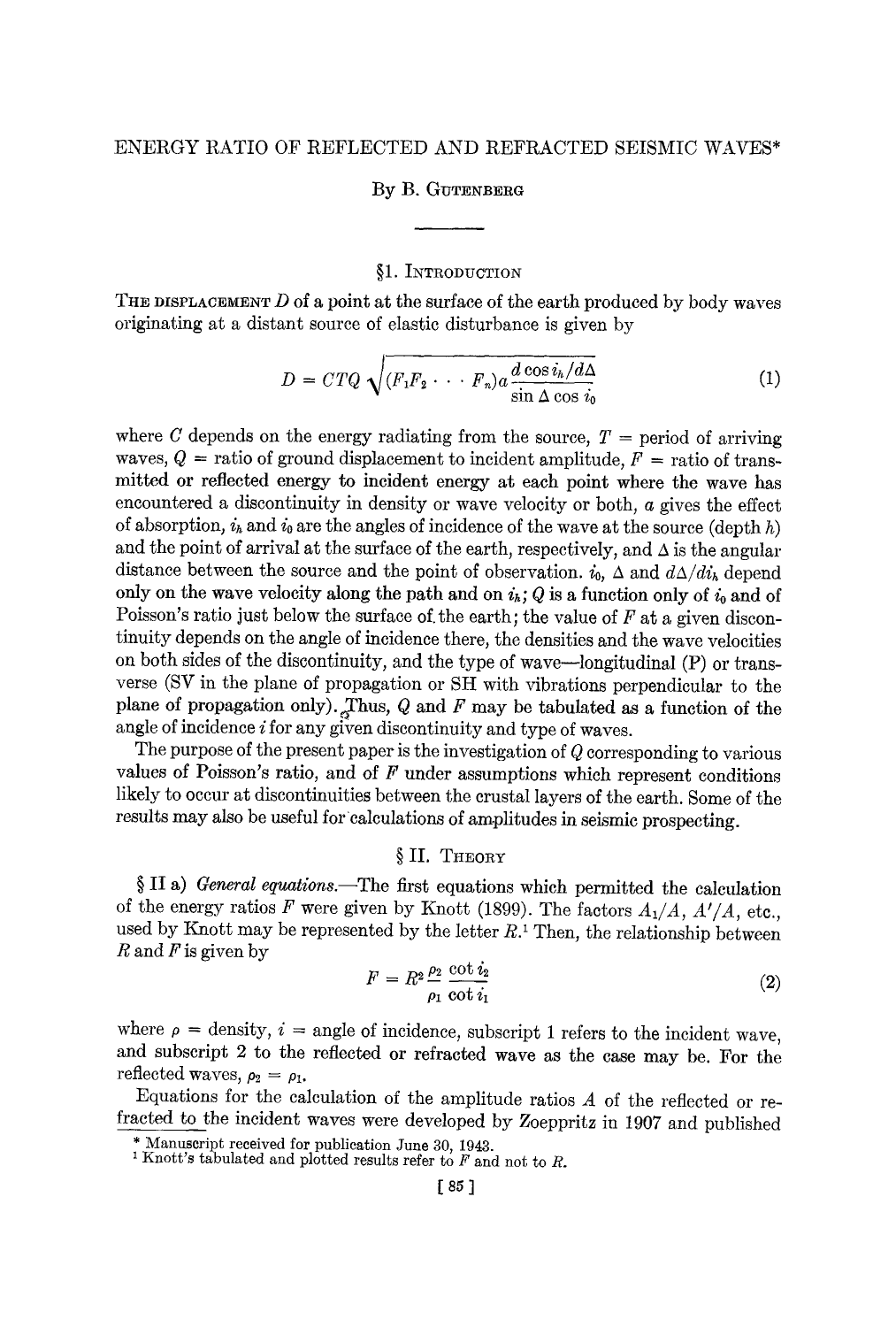# ENERGY RATIO OF REFLECTED AND REFRACTED SEISMIC WAVES*

By B. Gutenberg

## §1. Introduction

The displacement $D$ of a point at the surface of the earth produced by body waves originating at a distant source of elastic disturbance is given by

$$D = CTQ \sqrt{(F_1 F_2 \cdots F_n) a \frac{d \cos i_h / d\Delta}{\sin \Delta \cos i_0}} \tag{1}$$

where $C$ depends on the energy radiating from the source, $T$ = period of arriving waves, $Q$ = ratio of ground displacement to incident amplitude, $F$ = ratio of transmitted or reflected energy to incident energy at each point where the wave has encountered a discontinuity in density or wave velocity or both, $a$ gives the effect of absorption, $i_h$ and $i_0$ are the angles of incidence of the wave at the source (depth $h$) and the point of arrival at the surface of the earth, respectively, and $\Delta$ is the angular distance between the source and the point of observation. $i_0$, $\Delta$ and $d\Delta/di_h$ depend only on the wave velocity along the path and on $i_h$; $Q$ is a function only of $i_0$ and of Poisson's ratio just below the surface of the earth; the value of $F$ at a given discontinuity depends on the angle of incidence there, the densities and the wave velocities on both sides of the discontinuity, and the type of wave—longitudinal (P) or transverse (SV in the plane of propagation or SH with vibrations perpendicular to the plane of propagation only). Thus, $Q$ and $F$ may be tabulated as a function of the angle of incidence $i$ for any given discontinuity and type of waves.

The purpose of the present paper is the investigation of $Q$ corresponding to various values of Poisson's ratio, and of $F$ under assumptions which represent conditions likely to occur at discontinuities between the crustal layers of the earth. Some of the results may also be useful for calculations of amplitudes in seismic prospecting.

## § II. Theory

§ II a) *General equations.*—The first equations which permitted the calculation of the energy ratios $F$ were given by Knott (1899). The factors $A_1/A$, $A'/A$, etc., used by Knott may be represented by the letter $R$.[1] Then, the relationship between $R$ and $F$ is given by

$$F = R^2 \frac{\rho_2}{\rho_1} \frac{\cot i_2}{\cot i_1} \tag{2}$$

where $\rho$ = density, $i$ = angle of incidence, subscript 1 refers to the incident wave, and subscript 2 to the reflected or refracted wave as the case may be. For the reflected waves, $\rho_2 = \rho_1$.

Equations for the calculation of the amplitude ratios $A$ of the reflected or refracted to the incident waves were developed by Zoeppritz in 1907 and published

\* Manuscript received for publication June 30, 1943.

[1] Knott's tabulated and plotted results refer to $F$ and not to $R$.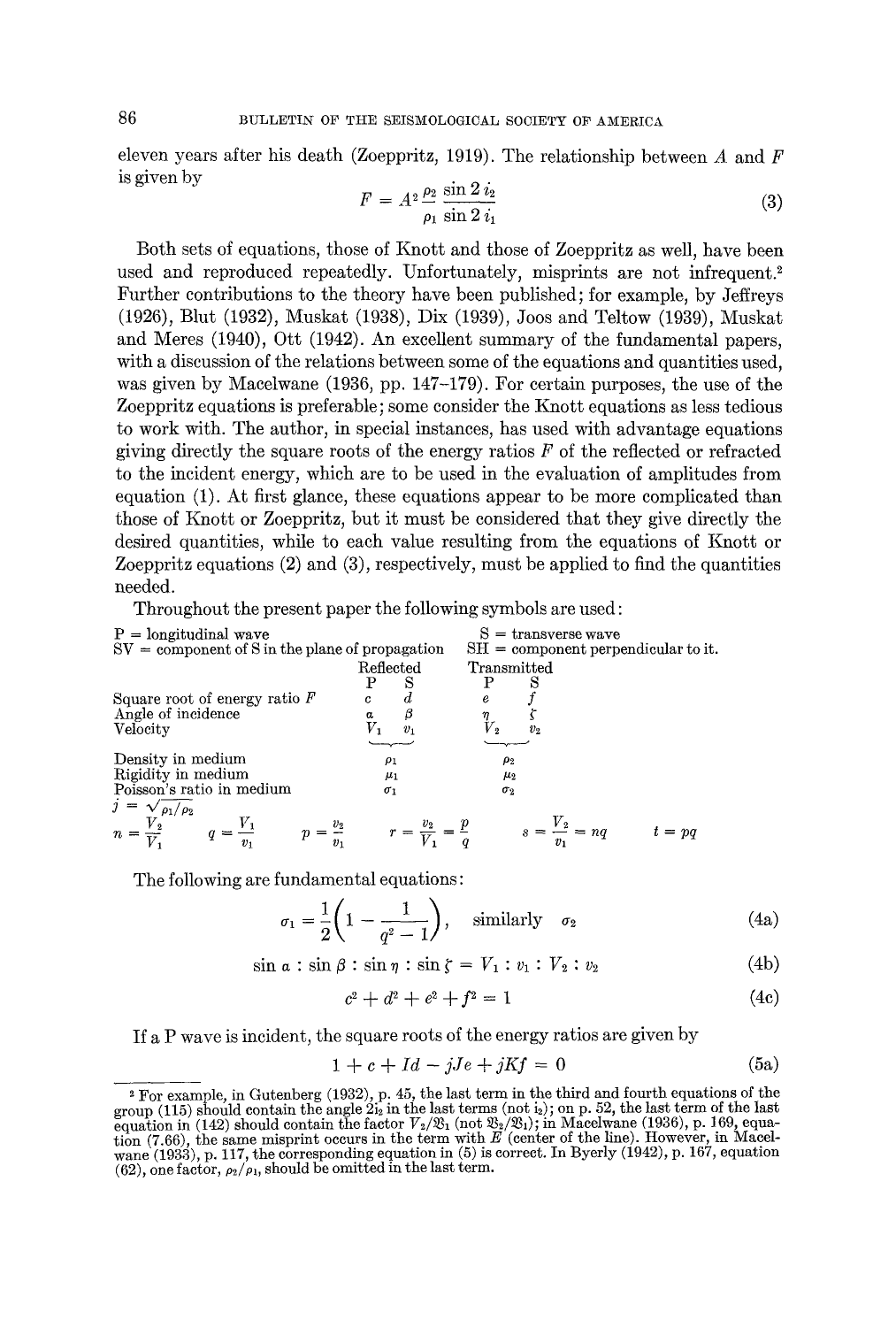eleven years after his death (Zoeppritz, 1919). The relationship between $A$ and $F$ is given by

$$F = A^2 \frac{\rho_2}{\rho_1} \frac{\sin 2\, i_2}{\sin 2\, i_1} \tag{3}$$

Both sets of equations, those of Knott and those of Zoeppritz as well, have been used and reproduced repeatedly. Unfortunately, misprints are not infrequent.[2] Further contributions to the theory have been published; for example, by Jeffreys (1926), Blut (1932), Muskat (1938), Dix (1939), Joos and Teltow (1939), Muskat and Meres (1940), Ott (1942). An excellent summary of the fundamental papers, with a discussion of the relations between some of the equations and quantities used, was given by Macelwane (1936, pp. 147–179). For certain purposes, the use of the Zoeppritz equations is preferable; some consider the Knott equations as less tedious to work with. The author, in special instances, has used with advantage equations giving directly the square roots of the energy ratios $F$ of the reflected or refracted to the incident energy, which are to be used in the evaluation of amplitudes from equation (1). At first glance, these equations appear to be more complicated than those of Knott or Zoeppritz, but it must be considered that they give directly the desired quantities, while to each value resulting from the equations of Knott or Zoeppritz equations (2) and (3), respectively, must be applied to find the quantities needed.

Throughout the present paper the following symbols are used:

P = longitudinal wave — S = transverse wave

SV = component of S in the plane of propagation — SH = component perpendicular to it.

| | Reflected P | Reflected S | Transmitted P | Transmitted S |
|---|---|---|---|---|
| Square root of energy ratio $F$ | $c$ | $d$ | $e$ | $f$ |
| Angle of incidence | $\alpha$ | $\beta$ | $\eta$ | $\zeta$ |
| Velocity | $V_1$ | $v_1$ | $V_2$ | $v_2$ |
| Density in medium | $\rho_1$ | | $\rho_2$ | |
| Rigidity in medium | $\mu_1$ | | $\mu_2$ | |
| Poisson's ratio in medium | $\sigma_1$ | | $\sigma_2$ | |

$j = \sqrt{\rho_1/\rho_2}$

$n = \frac{V_2}{V_1}$ $\quad q = \frac{V_1}{v_1}$ $\quad p = \frac{v_2}{v_1}$ $\quad r = \frac{v_2}{V_1} = \frac{p}{q}$ $\quad s = \frac{V_2}{v_1} = nq$ $\quad t = pq$

The following are fundamental equations:

$$\sigma_1 = \frac{1}{2}\left(1 - \frac{1}{q^2 - 1}\right), \quad \text{similarly} \quad \sigma_2 \tag{4a}$$

$$\sin \alpha : \sin \beta : \sin \eta : \sin \zeta = V_1 : v_1 : V_2 : v_2 \tag{4b}$$

$$c^2 + d^2 + e^2 + f^2 = 1 \tag{4c}$$

If a P wave is incident, the square roots of the energy ratios are given by

$$1 + c + Id - jJe + jKf = 0 \tag{5a}$$

[2] For example, in Gutenberg (1932), p. 45, the last term in the third and fourth equations of the group (115) should contain the angle $2i_2$ in the last terms (not $i_2$); on p. 52, the last term of the last equation in (142) should contain the factor $V_2/\mathfrak{V}_1$ (not $\mathfrak{V}_2/\mathfrak{V}_1$); in Macelwane (1936), p. 169, equation (7.66), the same misprint occurs in the term with $E$ (center of the line). However, in Macelwane (1933), p. 117, the corresponding equation in (5) is correct. In Byerly (1942), p. 167, equation (62), one factor, $\rho_2/\rho_1$, should be omitted in the last term.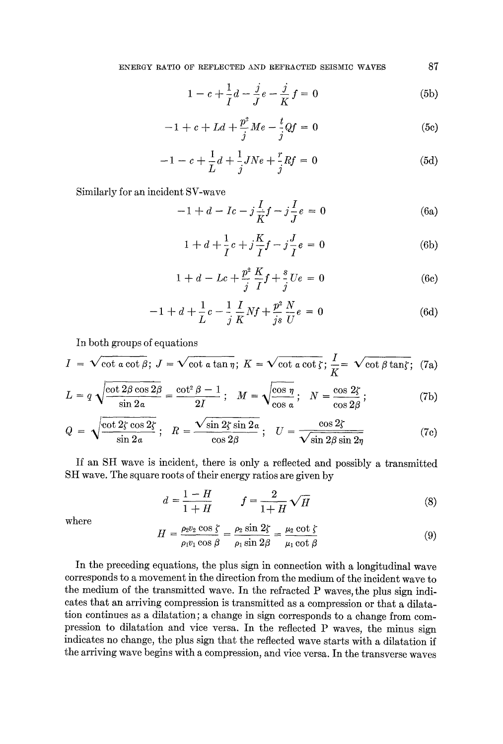$$1 - c + \frac{1}{I}d - \frac{j}{J}e - \frac{j}{K}f = 0 \tag{5b}$$

$$-1 + c + Ld + \frac{p^2}{j}Me - \frac{t}{j}Qf = 0 \tag{5c}$$

$$-1 - c + \frac{1}{L}d + \frac{1}{j}JNe + \frac{r}{j}Rf = 0 \tag{5d}$$

Similarly for an incident SV-wave

$$-1 + d - Ic - j\frac{I}{K}f - j\frac{I}{J}e = 0 \tag{6a}$$

$$1 + d + \frac{1}{I}c + j\frac{K}{I}f - j\frac{J}{I}e = 0 \tag{6b}$$

$$1 + d - Lc + \frac{p^2}{j}\frac{K}{I}f + \frac{s}{j}Ue = 0 \tag{6c}$$

$$-1 + d + \frac{1}{L}c - \frac{1}{j}\frac{I}{K}Nf + \frac{p^2}{js}\frac{N}{U}e = 0 \tag{6d}$$

In both groups of equations

$$I = \sqrt{\cot \alpha \cot \beta}; \; J = \sqrt{\cot \alpha \tan \eta}; \; K = \sqrt{\cot \alpha \cot \zeta}; \; \frac{I}{K} = \sqrt{\cot \beta \tan \zeta}; \tag{7a}$$

$$L = q\sqrt{\frac{\cot 2\beta \cos 2\beta}{\sin 2\alpha}} = \frac{\cot^2 \beta - 1}{2I}; \quad M = \sqrt{\frac{\cos \eta}{\cos \alpha}}; \quad N = \frac{\cos 2\zeta}{\cos 2\beta}; \tag{7b}$$

$$Q = \sqrt{\frac{\cot 2\zeta \cos 2\zeta}{\sin 2\alpha}}; \quad R = \frac{\sqrt{\sin 2\zeta \sin 2\alpha}}{\cos 2\beta}; \quad U = \frac{\cos 2\zeta}{\sqrt{\sin 2\beta \sin 2\eta}} \tag{7c}$$

If an SH wave is incident, there is only a reflected and possibly a transmitted SH wave. The square roots of their energy ratios are given by

$$d = \frac{1 - H}{1 + H} \qquad f = \frac{2}{1 + H}\sqrt{H} \tag{8}$$

where

$$H = \frac{\rho_2 v_2 \cos \zeta}{\rho_1 v_1 \cos \beta} = \frac{\rho_2 \sin 2\zeta}{\rho_1 \sin 2\beta} = \frac{\mu_2 \cot \zeta}{\mu_1 \cot \beta} \tag{9}$$

In the preceding equations, the plus sign in connection with a longitudinal wave corresponds to a movement in the direction from the medium of the incident wave to the medium of the transmitted wave. In the refracted P waves, the plus sign indicates that an arriving compression is transmitted as a compression or that a dilatation continues as a dilatation; a change in sign corresponds to a change from compression to dilatation and vice versa. In the reflected P waves, the minus sign indicates no change, the plus sign that the reflected wave starts with a dilatation if the arriving wave begins with a compression, and vice versa. In the transverse waves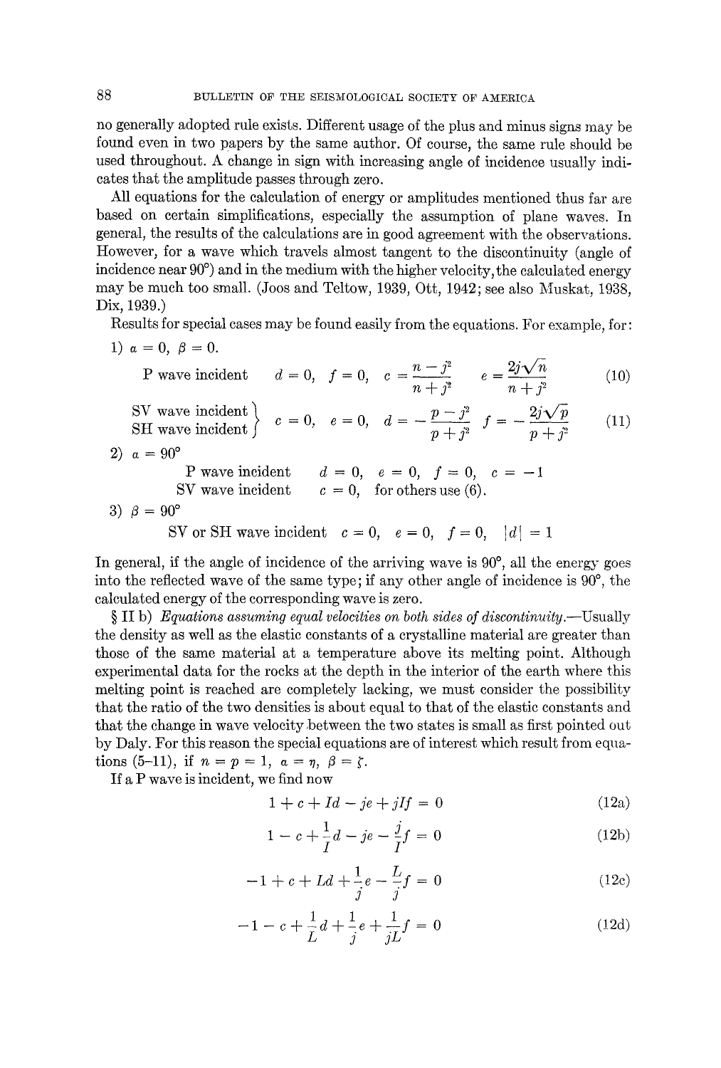no generally adopted rule exists. Different usage of the plus and minus signs may be found even in two papers by the same author. Of course, the same rule should be used throughout. A change in sign with increasing angle of incidence usually indicates that the amplitude passes through zero.

All equations for the calculation of energy or amplitudes mentioned thus far are based on certain simplifications, especially the assumption of plane waves. In general, the results of the calculations are in good agreement with the observations. However, for a wave which travels almost tangent to the discontinuity (angle of incidence near 90°) and in the medium with the higher velocity, the calculated energy may be much too small. (Joos and Teltow, 1939, Ott, 1942; see also Muskat, 1938, Dix, 1939.)

Results for special cases may be found easily from the equations. For example, for:

1) $\alpha = 0, \ \beta = 0.$

$$\text{P wave incident} \quad d = 0, \quad f = 0, \quad c = \frac{n - j^2}{n + j^2} \quad e = \frac{2j\sqrt{n}}{n + j^2} \tag{10}$$

$$\left.\begin{array}{l}\text{SV wave incident}\\ \text{SH wave incident}\end{array}\right\} \quad c = 0, \quad e = 0, \quad d = -\frac{p - j^2}{p + j^2} \quad f = -\frac{2j\sqrt{p}}{p + j^2} \tag{11}$$

2) $\alpha = 90°$

P wave incident $\quad d = 0, \quad e = 0, \quad f = 0, \quad c = -1$

SV wave incident $\quad c = 0, \quad$ for others use (6).

3) $\beta = 90°$

SV or SH wave incident $\quad c = 0, \quad e = 0, \quad f = 0, \quad |d| = 1$

In general, if the angle of incidence of the arriving wave is 90°, all the energy goes into the reflected wave of the same type; if any other angle of incidence is 90°, the calculated energy of the corresponding wave is zero.

§ II b) *Equations assuming equal velocities on both sides of discontinuity.*—Usually the density as well as the elastic constants of a crystalline material are greater than those of the same material at a temperature above its melting point. Although experimental data for the rocks at the depth in the interior of the earth where this melting point is reached are completely lacking, we must consider the possibility that the ratio of the two densities is about equal to that of the elastic constants and that the change in wave velocity between the two states is small as first pointed out by Daly. For this reason the special equations are of interest which result from equations (5–11), if $n = p = 1, \ \alpha = \eta, \ \beta = \zeta$.

If a P wave is incident, we find now

$$1 + c + Id - je + jIf = 0 \tag{12a}$$

$$1 - c + \frac{1}{I}d - je - \frac{j}{I}f = 0 \tag{12b}$$

$$-1 + c + Ld + \frac{1}{j}e - \frac{L}{j}f = 0 \tag{12c}$$

$$-1 - c + \frac{1}{L}d + \frac{1}{j}e + \frac{1}{jL}f = 0 \tag{12d}$$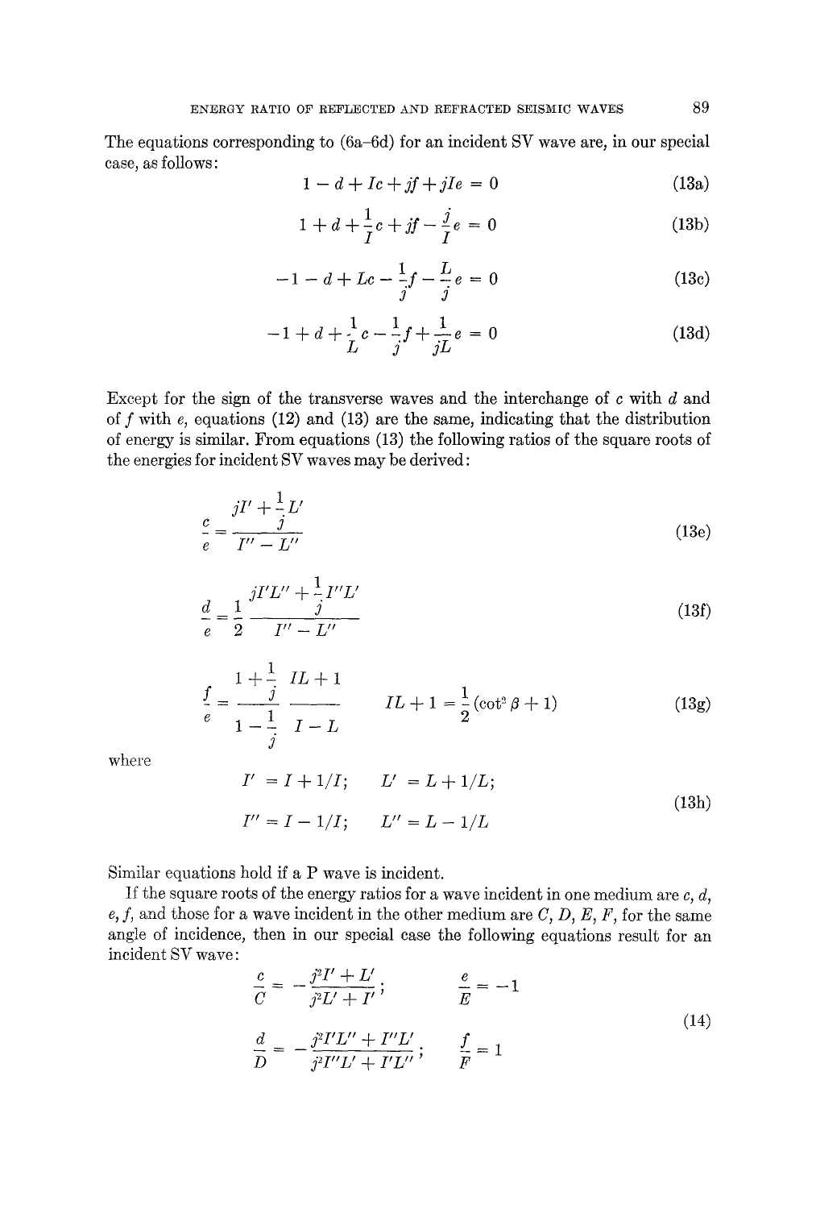The equations corresponding to (6a–6d) for an incident SV wave are, in our special case, as follows:

$$1 - d + Ic + jf + jIe = 0 \tag{13a}$$

$$1 + d + \frac{1}{I}c + jf - \frac{j}{I}e = 0 \tag{13b}$$

$$-1 - d + Lc - \frac{1}{j}f - \frac{L}{j}e = 0 \tag{13c}$$

$$-1 + d + \frac{1}{L}c - \frac{1}{j}f + \frac{1}{jL}e = 0 \tag{13d}$$

Except for the sign of the transverse waves and the interchange of $c$ with $d$ and of $f$ with $e$, equations (12) and (13) are the same, indicating that the distribution of energy is similar. From equations (13) the following ratios of the square roots of the energies for incident SV waves may be derived:

$$\frac{c}{e} = \frac{jI' + \frac{1}{j}L'}{I'' - L''} \tag{13e}$$

$$\frac{d}{e} = \frac{1}{2}\,\frac{jI'L'' + \frac{1}{j}I''L'}{I'' - L''} \tag{13f}$$

$$\frac{f}{e} = \frac{1 + \frac{1}{j}}{1 - \frac{1}{j}}\;\frac{IL + 1}{I - L} \qquad IL + 1 = \frac{1}{2}(\cot^2 \beta + 1) \tag{13g}$$

where

$$I' = I + 1/I; \qquad L' = L + 1/L;$$
$$I'' = I - 1/I; \qquad L'' = L - 1/L \tag{13h}$$

Similar equations hold if a P wave is incident.

If the square roots of the energy ratios for a wave incident in one medium are $c$, $d$, $e$, $f$, and those for a wave incident in the other medium are $C$, $D$, $E$, $F$, for the same angle of incidence, then in our special case the following equations result for an incident SV wave:

$$\frac{c}{C} = -\frac{j^2 I' + L'}{j^2 L' + I'}; \qquad \frac{e}{E} = -1$$
$$\frac{d}{D} = -\frac{j^2 I'L'' + I''L'}{j^2 I''L' + I'L''}; \qquad \frac{f}{F} = 1 \tag{14}$$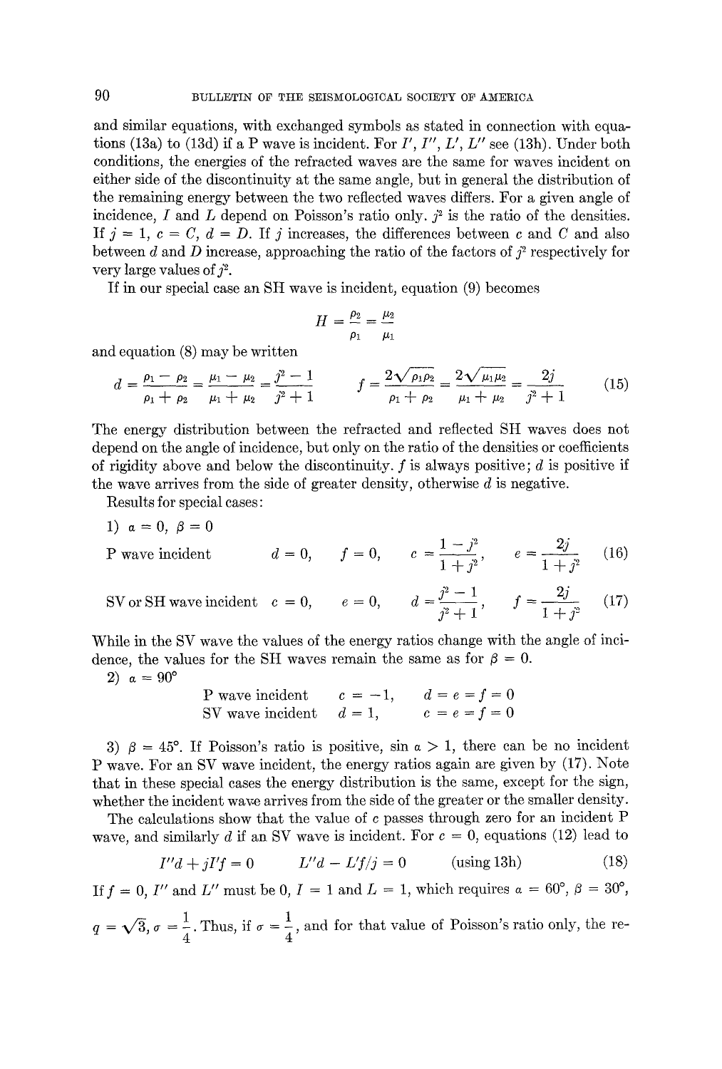and similar equations, with exchanged symbols as stated in connection with equations (13a) to (13d) if a P wave is incident. For $I'$, $I''$, $L'$, $L''$ see (13h). Under both conditions, the energies of the refracted waves are the same for waves incident on either side of the discontinuity at the same angle, but in general the distribution of the remaining energy between the two reflected waves differs. For a given angle of incidence, $I$ and $L$ depend on Poisson's ratio only. $j^2$ is the ratio of the densities. If $j = 1$, $c = C$, $d = D$. If $j$ increases, the differences between $c$ and $C$ and also between $d$ and $D$ increase, approaching the ratio of the factors of $j^2$ respectively for very large values of $j^2$.

If in our special case an SH wave is incident, equation (9) becomes

$$H = \frac{\rho_2}{\rho_1} = \frac{\mu_2}{\mu_1}$$

and equation (8) may be written

$$d = \frac{\rho_1 - \rho_2}{\rho_1 + \rho_2} = \frac{\mu_1 - \mu_2}{\mu_1 + \mu_2} = \frac{j^2 - 1}{j^2 + 1} \qquad f = \frac{2\sqrt{\rho_1 \rho_2}}{\rho_1 + \rho_2} = \frac{2\sqrt{\mu_1 \mu_2}}{\mu_1 + \mu_2} = \frac{2j}{j^2 + 1} \tag{15}$$

The energy distribution between the refracted and reflected SH waves does not depend on the angle of incidence, but only on the ratio of the densities or coefficients of rigidity above and below the discontinuity. $f$ is always positive; $d$ is positive if the wave arrives from the side of greater density, otherwise $d$ is negative.

Results for special cases:

1) $\alpha = 0$, $\beta = 0$

P wave incident $\qquad d = 0, \qquad f = 0, \qquad c = \dfrac{1 - j^2}{1 + j^2}, \qquad e = \dfrac{2j}{1 + j^2} \qquad (16)$

SV or SH wave incident $\qquad c = 0, \qquad e = 0, \qquad d = \dfrac{j^2 - 1}{j^2 + 1}, \qquad f = \dfrac{2j}{1 + j^2} \qquad (17)$

While in the SV wave the values of the energy ratios change with the angle of incidence, the values for the SH waves remain the same as for $\beta = 0$.

2) $\alpha = 90°$

P wave incident $\qquad c = -1, \qquad d = e = f = 0$

SV wave incident $\qquad d = 1, \qquad c = e = f = 0$

3) $\beta = 45°$. If Poisson's ratio is positive, $\sin \alpha > 1$, there can be no incident P wave. For an SV wave incident, the energy ratios again are given by (17). Note that in these special cases the energy distribution is the same, except for the sign, whether the incident wave arrives from the side of the greater or the smaller density.

The calculations show that the value of $c$ passes through zero for an incident P wave, and similarly $d$ if an SV wave is incident. For $c = 0$, equations (12) lead to

$$I''d + jI'f = 0 \qquad L''d - L'f/j = 0 \qquad \text{(using 13h)} \tag{18}$$

If $f = 0$, $I''$ and $L''$ must be 0, $I = 1$ and $L = 1$, which requires $\alpha = 60°$, $\beta = 30°$, $q = \sqrt{3}$, $\sigma = \dfrac{1}{4}$. Thus, if $\sigma = \dfrac{1}{4}$, and for that value of Poisson's ratio only, the re-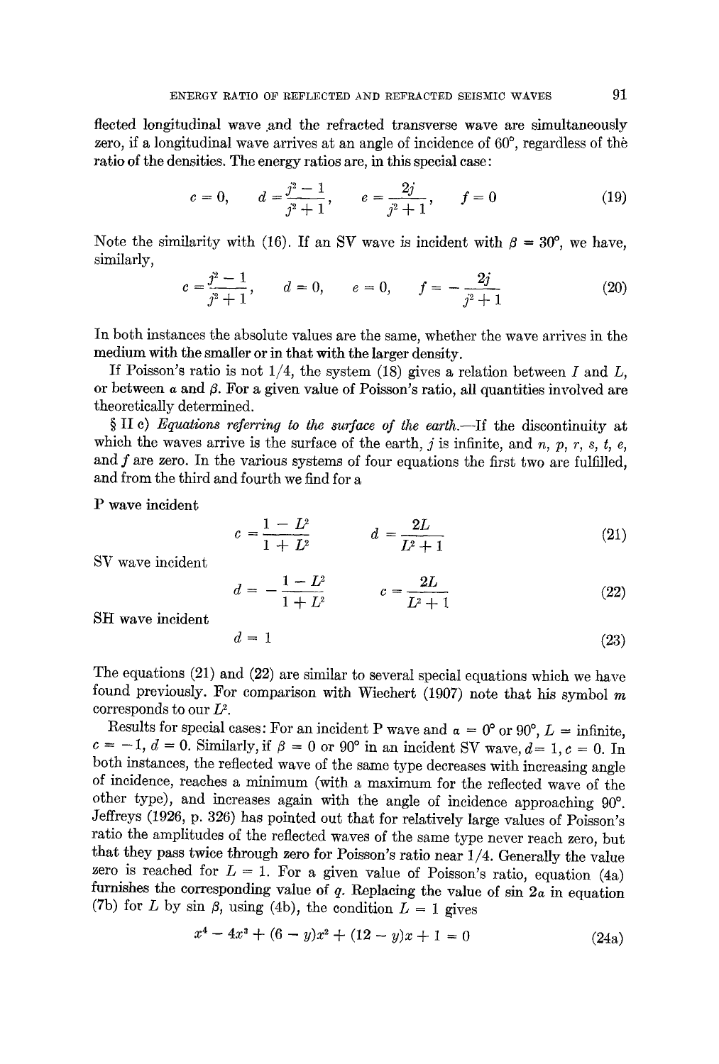flected longitudinal wave and the refracted transverse wave are simultaneously zero, if a longitudinal wave arrives at an angle of incidence of 60°, regardless of the ratio of the densities. The energy ratios are, in this special case:

$$c = 0, \qquad d = \frac{j^2 - 1}{j^2 + 1}, \qquad e = \frac{2j}{j^2 + 1}, \qquad f = 0 \tag{19}$$

Note the similarity with (16). If an SV wave is incident with $\beta = 30°$, we have, similarly,

$$c = \frac{j^2 - 1}{j^2 + 1}, \qquad d = 0, \qquad e = 0, \qquad f = -\frac{2j}{j^2 + 1} \tag{20}$$

In both instances the absolute values are the same, whether the wave arrives in the medium with the smaller or in that with the larger density.

If Poisson's ratio is not 1/4, the system (18) gives a relation between $I$ and $L$, or between $\alpha$ and $\beta$. For a given value of Poisson's ratio, all quantities involved are theoretically determined.

§ II c) *Equations referring to the surface of the earth.*—If the discontinuity at which the waves arrive is the surface of the earth, $j$ is infinite, and $n$, $p$, $r$, $s$, $t$, $e$, and $f$ are zero. In the various systems of four equations the first two are fulfilled, and from the third and fourth we find for a

P wave incident

$$c = \frac{1 - L^2}{1 + L^2} \qquad d = \frac{2L}{L^2 + 1} \tag{21}$$

SV wave incident

$$d = -\frac{1 - L^2}{1 + L^2} \qquad c = \frac{2L}{L^2 + 1} \tag{22}$$

SH wave incident

$$d = 1 \tag{23}$$

The equations (21) and (22) are similar to several special equations which we have found previously. For comparison with Wiechert (1907) note that his symbol $m$ corresponds to our $L^2$.

Results for special cases: For an incident P wave and $\alpha = 0°$ or $90°$, $L$ = infinite, $c = -1$, $d = 0$. Similarly, if $\beta = 0$ or $90°$ in an incident SV wave, $d = 1$, $c = 0$. In both instances, the reflected wave of the same type decreases with increasing angle of incidence, reaches a minimum (with a maximum for the reflected wave of the other type), and increases again with the angle of incidence approaching 90°. Jeffreys (1926, p. 326) has pointed out that for relatively large values of Poisson's ratio the amplitudes of the reflected waves of the same type never reach zero, but that they pass twice through zero for Poisson's ratio near 1/4. Generally the value zero is reached for $L = 1$. For a given value of Poisson's ratio, equation (4a) furnishes the corresponding value of $q$. Replacing the value of $\sin 2\alpha$ in equation (7b) for $L$ by $\sin \beta$, using (4b), the condition $L = 1$ gives

$$x^4 - 4x^3 + (6 - y)x^2 + (12 - y)x + 1 = 0 \tag{24a}$$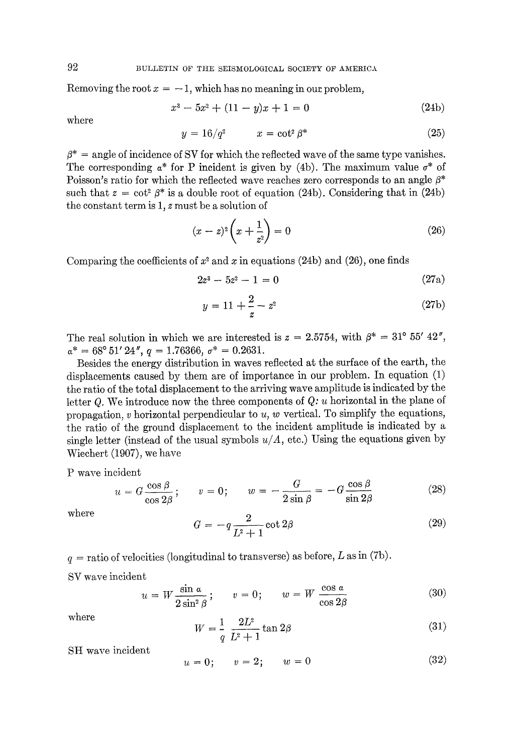Removing the root $x = -1$, which has no meaning in our problem,

$$x^3 - 5x^2 + (11 - y)x + 1 = 0 \tag{24b}$$

where

$$y = 16/q^2 \qquad x = \cot^2 \beta^* \tag{25}$$

$\beta^*$ = angle of incidence of SV for which the reflected wave of the same type vanishes. The corresponding $\alpha^*$ for P incident is given by (4b). The maximum value $\sigma^*$ of Poisson's ratio for which the reflected wave reaches zero corresponds to an angle $\beta^*$ such that $z = \cot^2 \beta^*$ is a double root of equation (24b). Considering that in (24b) the constant term is 1, $z$ must be a solution of

$$(x - z)^2\left(x + \frac{1}{z^2}\right) = 0 \tag{26}$$

Comparing the coefficients of $x^2$ and $x$ in equations (24b) and (26), one finds

$$2z^3 - 5z^2 - 1 = 0 \tag{27a}$$

$$y = 11 + \frac{2}{z} - z^2 \tag{27b}$$

The real solution in which we are interested is $z = 2.5754$, with $\beta^* = 31° 55' 42''$, $\alpha^* = 68° 51' 24''$, $q = 1.76366$, $\sigma^* = 0.2631$.

Besides the energy distribution in waves reflected at the surface of the earth, the displacements caused by them are of importance in our problem. In equation (1) the ratio of the total displacement to the arriving wave amplitude is indicated by the letter $Q$. We introduce now the three components of $Q$: $u$ horizontal in the plane of propagation, $v$ horizontal perpendicular to $u$, $w$ vertical. To simplify the equations, the ratio of the ground displacement to the incident amplitude is indicated by a single letter (instead of the usual symbols $u/A$, etc.) Using the equations given by Wiechert (1907), we have

P wave incident

$$u = G\frac{\cos\beta}{\cos 2\beta}; \qquad v = 0; \qquad w = -\frac{G}{2\sin\beta} = -G\frac{\cos\beta}{\sin 2\beta} \tag{28}$$

where

$$G = -q\frac{2}{L^2 + 1}\cot 2\beta \tag{29}$$

$q$ = ratio of velocities (longitudinal to transverse) as before, $L$ as in (7b).

SV wave incident

$$u = W\frac{\sin\alpha}{2\sin^2\beta}; \qquad v = 0; \qquad w = W\frac{\cos\alpha}{\cos 2\beta} \tag{30}$$

where

$$W = \frac{1}{q}\,\frac{2L^2}{L^2 + 1}\tan 2\beta \tag{31}$$

SH wave incident

$$u = 0; \qquad v = 2; \qquad w = 0 \tag{32}$$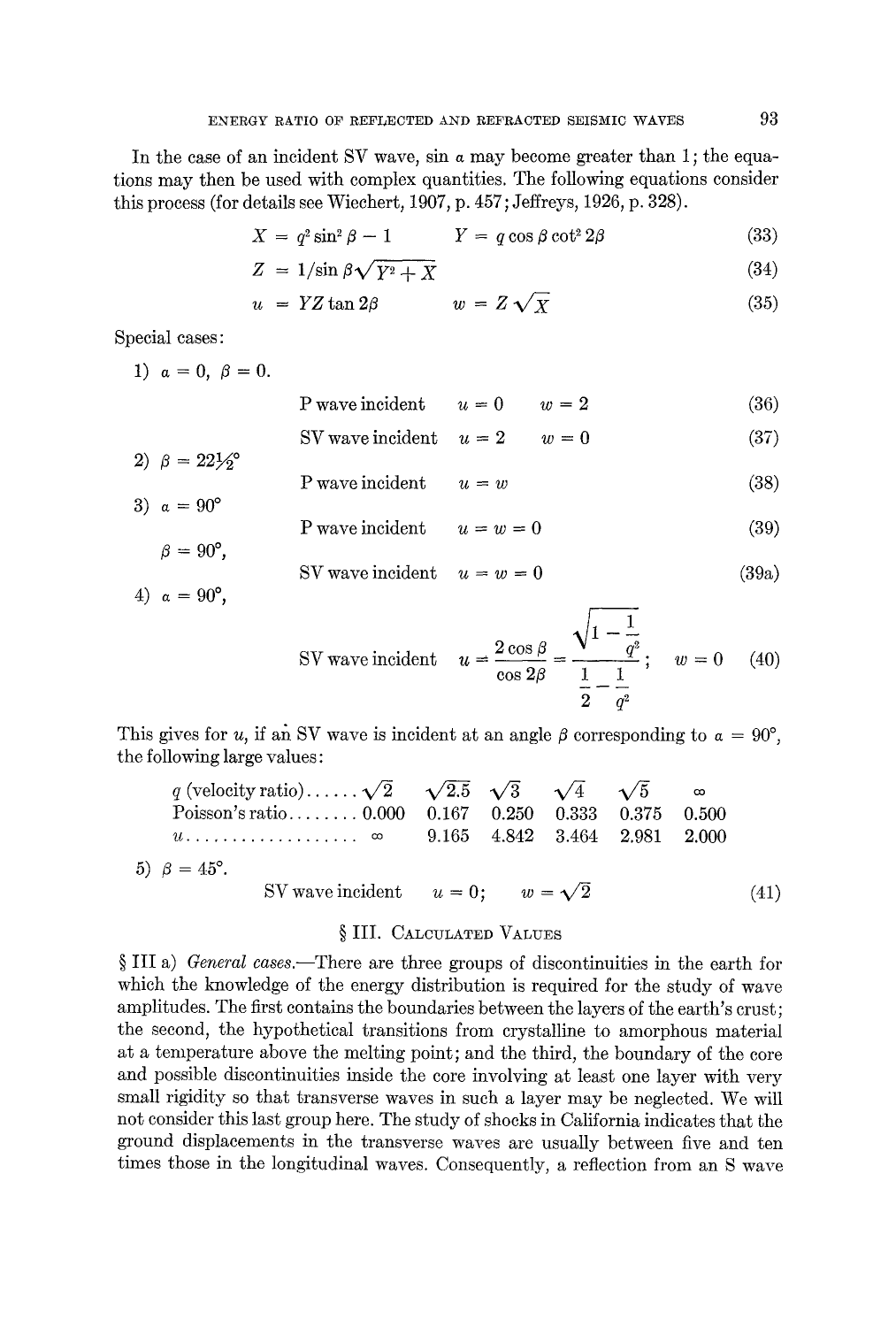In the case of an incident SV wave, sin $\alpha$ may become greater than 1; the equations may then be used with complex quantities. The following equations consider this process (for details see Wiechert, 1907, p. 457; Jeffreys, 1926, p. 328).

$$X = q^2 \sin^2 \beta - 1 \qquad Y = q \cos \beta \cot^2 2\beta \tag{33}$$

$$Z = 1/\sin \beta \sqrt{Y^2 + X} \tag{34}$$

$$u = YZ \tan 2\beta \qquad w = Z\sqrt{X} \tag{35}$$

Special cases:

1) $\alpha = 0,\ \beta = 0.$

$$\text{P wave incident} \qquad u = 0 \qquad w = 2 \tag{36}$$

$$\text{SV wave incident} \qquad u = 2 \qquad w = 0 \tag{37}$$

2) $\beta = 22\tfrac{1}{2}°$

$$\text{P wave incident} \qquad u = w \tag{38}$$

3) $\alpha = 90°$

$$\text{P wave incident} \qquad u = w = 0 \tag{39}$$

$\beta = 90°,$

$$\text{SV wave incident} \qquad u = w = 0 \tag{39a}$$

4) $\alpha = 90°,$

$$\text{SV wave incident} \qquad u = \frac{2\cos\beta}{\cos 2\beta} = \frac{\sqrt{1 - \dfrac{1}{q^2}}}{\dfrac{1}{2} - \dfrac{1}{q^2}}; \qquad w = 0 \tag{40}$$

This gives for $u$, if an SV wave is incident at an angle $\beta$ corresponding to $\alpha = 90°$, the following large values:

| $q$ (velocity ratio) | $\sqrt{2}$ | $\sqrt{2.5}$ | $\sqrt{3}$ | $\sqrt{4}$ | $\sqrt{5}$ | $\infty$ |
|---|---|---|---|---|---|---|
| Poisson's ratio | 0.000 | 0.167 | 0.250 | 0.333 | 0.375 | 0.500 |
| $u$ | $\infty$ | 9.165 | 4.842 | 3.464 | 2.981 | 2.000 |

5) $\beta = 45°.$

$$\text{SV wave incident} \qquad u = 0; \qquad w = \sqrt{2} \tag{41}$$

## § III. Calculated Values

§ III a) *General cases.*—There are three groups of discontinuities in the earth for which the knowledge of the energy distribution is required for the study of wave amplitudes. The first contains the boundaries between the layers of the earth's crust; the second, the hypothetical transitions from crystalline to amorphous material at a temperature above the melting point; and the third, the boundary of the core and possible discontinuities inside the core involving at least one layer with very small rigidity so that transverse waves in such a layer may be neglected. We will not consider this last group here. The study of shocks in California indicates that the ground displacements in the transverse waves are usually between five and ten times those in the longitudinal waves. Consequently, a reflection from an S wave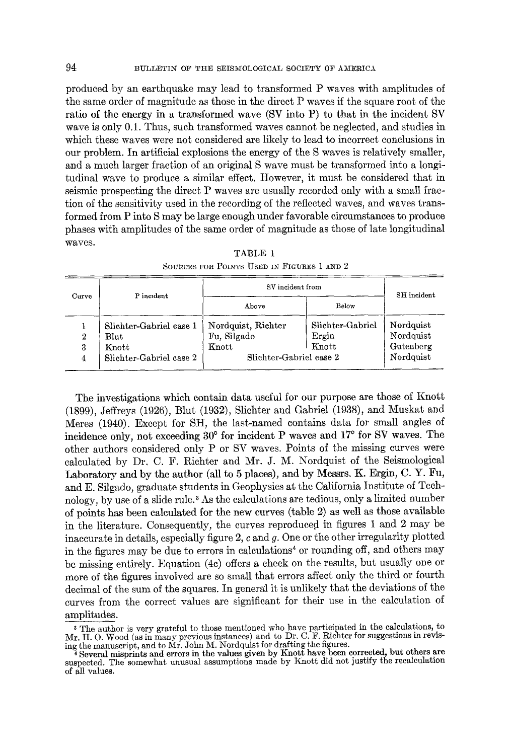produced by an earthquake may lead to transformed P waves with amplitudes of the same order of magnitude as those in the direct P waves if the square root of the ratio of the energy in a transformed wave (SV into P) to that in the incident SV wave is only 0.1. Thus, such transformed waves cannot be neglected, and studies in which these waves were not considered are likely to lead to incorrect conclusions in our problem. In artificial explosions the energy of the S waves is relatively smaller, and a much larger fraction of an original S wave must be transformed into a longitudinal wave to produce a similar effect. However, it must be considered that in seismic prospecting the direct P waves are usually recorded only with a small fraction of the sensitivity used in the recording of the reflected waves, and waves transformed from P into S may be large enough under favorable circumstances to produce phases with amplitudes of the same order of magnitude as those of late longitudinal waves.

TABLE 1

SOURCES FOR POINTS USED IN FIGURES 1 AND 2

| Curve | P incident | SV incident from | | SH incident |
|---|---|---|---|---|
| | | Above | Below | |
| 1 | Slichter-Gabriel case 1 | Nordquist, Richter | Slichter-Gabriel | Nordquist |
| 2 | Blut | Fu, Silgado | Ergin | Nordquist |
| 3 | Knott | Knott | Knott | Gutenberg |
| 4 | Slichter-Gabriel case 2 | Slichter-Gabriel case 2 | | Nordquist |

The investigations which contain data useful for our purpose are those of Knott (1899), Jeffreys (1926), Blut (1932), Slichter and Gabriel (1938), and Muskat and Meres (1940). Except for SH, the last-named contains data for small angles of incidence only, not exceeding 30° for incident P waves and 17° for SV waves. The other authors considered only P or SV waves. Points of the missing curves were calculated by Dr. C. F. Richter and Mr. J. M. Nordquist of the Seismological Laboratory and by the author (all to 5 places), and by Messrs. K. Ergin, C. Y. Fu, and E. Silgado, graduate students in Geophysics at the California Institute of Technology, by use of a slide rule.[3] As the calculations are tedious, only a limited number of points has been calculated for the new curves (table 2) as well as those available in the literature. Consequently, the curves reproduced in figures 1 and 2 may be inaccurate in details, especially figure 2, *c* and *g*. One or the other irregularity plotted in the figures may be due to errors in calculations[4] or rounding off, and others may be missing entirely. Equation (4c) offers a check on the results, but usually one or more of the figures involved are so small that errors affect only the third or fourth decimal of the sum of the squares. In general it is unlikely that the deviations of the curves from the correct values are significant for their use in the calculation of amplitudes.

[3] The author is very grateful to those mentioned who have participated in the calculations, to Mr. H. O. Wood (as in many previous instances) and to Dr. C. F. Richter for suggestions in revising the manuscript, and to Mr. John M. Nordquist for drafting the figures.

[4] Several misprints and errors in the values given by Knott have been corrected, but others are suspected. The somewhat unusual assumptions made by Knott did not justify the recalculation of all values.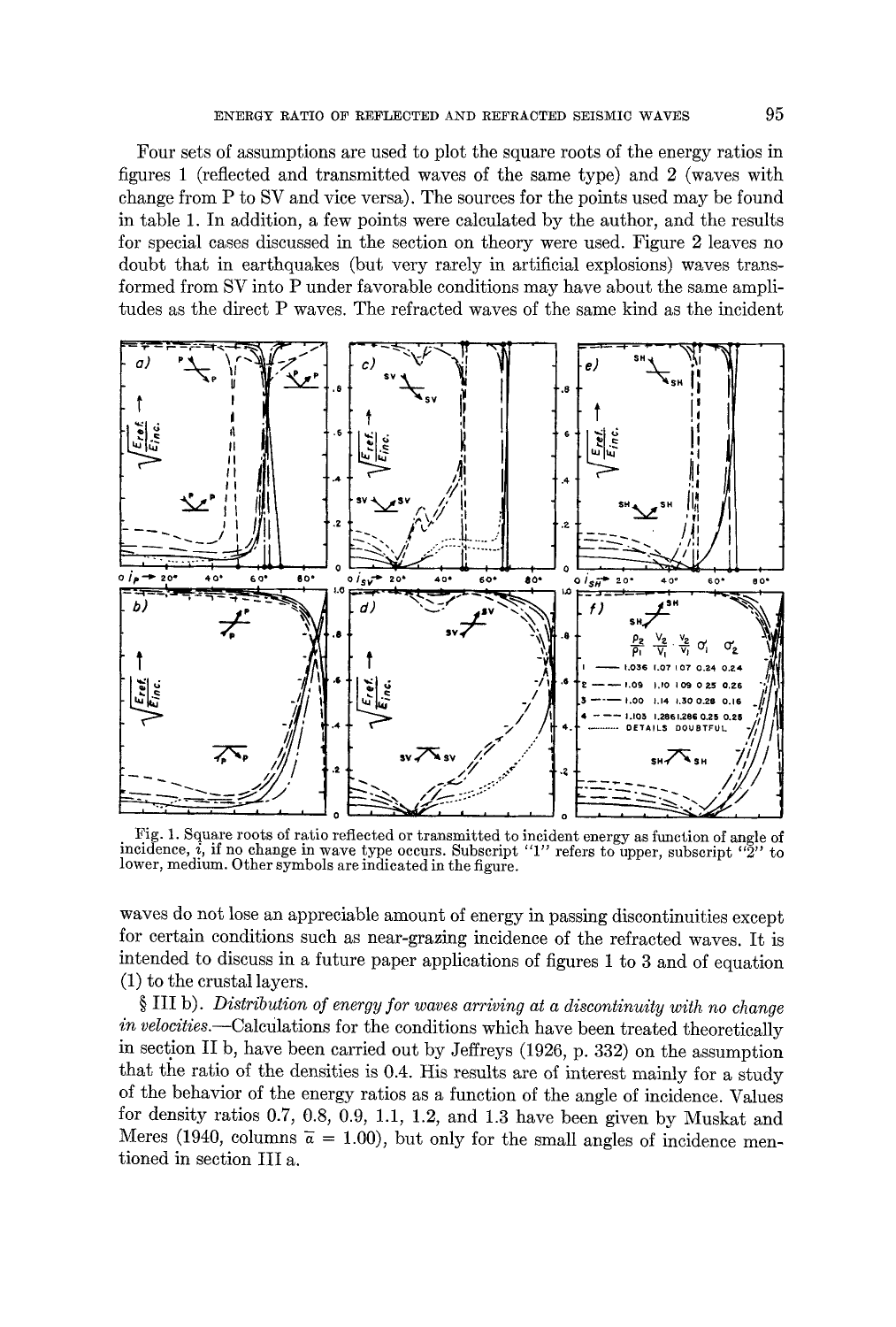Four sets of assumptions are used to plot the square roots of the energy ratios in figures 1 (reflected and transmitted waves of the same type) and 2 (waves with change from P to SV and vice versa). The sources for the points used may be found in table 1. In addition, a few points were calculated by the author, and the results for special cases discussed in the section on theory were used. Figure 2 leaves no doubt that in earthquakes (but very rarely in artificial explosions) waves transformed from SV into P under favorable conditions may have about the same amplitudes as the direct P waves. The refracted waves of the same kind as the incident waves do not lose an appreciable amount of energy in passing discontinuities except for certain conditions such as near-grazing incidence of the refracted waves. It is intended to discuss in a future paper applications of figures 1 to 3 and of equation (1) to the crustal layers.

| | $\frac{\rho_2}{\rho_1}$ | $\frac{V_2}{V_1}$ | $\frac{v_2}{v_1}$ | $\sigma_1$ | $\sigma_2$ |
|---|---|---|---|---|---|
| 1 | 1.036 | 1.07 | 1.07 | 0.24 | 0.24 |
| 2 | 1.09 | 1.10 | 1.09 | 0.25 | 0.26 |
| 3 | 1.00 | 1.14 | 1.30 | 0.28 | 0.16 |
| 4 | 1.105 | 1.286 | 1.286 | 0.25 | 0.25 |

DETAILS DOUBTFUL

Fig. 1. Square roots of ratio reflected or transmitted to incident energy as function of angle of incidence, $i$, if no change in wave type occurs. Subscript "1" refers to upper, subscript "2" to lower, medium. Other symbols are indicated in the figure.

§ III b). *Distribution of energy for waves arriving at a discontinuity with no change in velocities.*—Calculations for the conditions which have been treated theoretically in section II b, have been carried out by Jeffreys (1926, p. 332) on the assumption that the ratio of the densities is 0.4. His results are of interest mainly for a study of the behavior of the energy ratios as a function of the angle of incidence. Values for density ratios 0.7, 0.8, 0.9, 1.1, 1.2, and 1.3 have been given by Muskat and Meres (1940, columns $\bar{a} = 1.00$), but only for the small angles of incidence mentioned in section III a.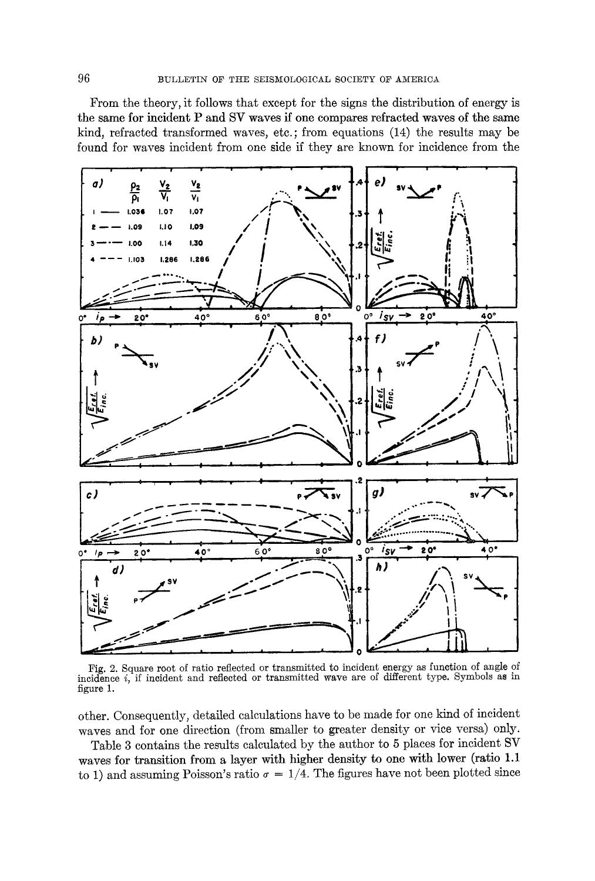From the theory, it follows that except for the signs the distribution of energy is the same for incident P and SV waves if one compares refracted waves of the same kind, refracted transformed waves, etc.; from equations (14) the results may be found for waves incident from one side if they are known for incidence from the other. Consequently, detailed calculations have to be made for one kind of incident waves and for one direction (from smaller to greater density or vice versa) only.

Fig. 2. Square root of ratio reflected or transmitted to incident energy as function of angle of incidence $i$, if incident and reflected or transmitted wave are of different type. Symbols as in figure 1.

Table 3 contains the results calculated by the author to 5 places for incident SV waves for transition from a layer with higher density to one with lower (ratio 1.1 to 1) and assuming Poisson's ratio $\sigma = 1/4$. The figures have not been plotted since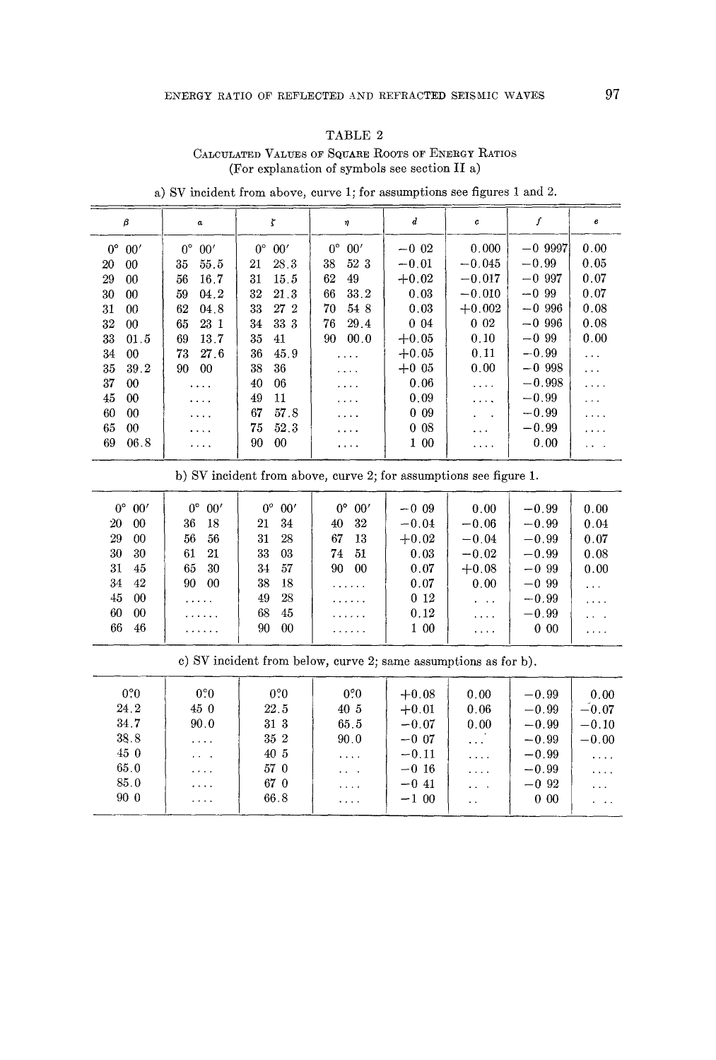# TABLE 2

Calculated Values of Square Roots of Energy Ratios
(For explanation of symbols see section II a)

a) SV incident from above, curve 1; for assumptions see figures 1 and 2.

| $\beta$ | $a$ | $\zeta$ | $\eta$ | $d$ | $c$ | $f$ | $e$ |
|---|---|---|---|---|---|---|---|
| 0° 00′ | 0° 00′ | 0° 00′ | 0° 00′ | −0 02 | 0.000 | −0 9997 | 0.00 |
| 20 00 | 35 55.5 | 21 28.3 | 38 52 3 | −0.01 | −0.045 | −0.99 | 0.05 |
| 29 00 | 56 16.7 | 31 15.5 | 62 49 | +0.02 | −0.017 | −0 997 | 0.07 |
| 30 00 | 59 04.2 | 32 21.3 | 66 33.2 | 0.03 | −0.010 | −0 99 | 0.07 |
| 31 00 | 62 04.8 | 33 27 2 | 70 54 8 | 0.03 | +0.002 | −0 996 | 0.08 |
| 32 00 | 65 23 1 | 34 33 3 | 76 29.4 | 0 04 | 0 02 | −0 996 | 0.08 |
| 33 01.5 | 69 13.7 | 35 41 | 90 00.0 | +0.05 | 0.10 | −0 99 | 0.00 |
| 34 00 | 73 27.6 | 36 45.9 | .... | +0.05 | 0.11 | −0.99 | ... |
| 35 39.2 | 90 00 | 38 36 | .... | +0 05 | 0.00 | −0 998 | ... |
| 37 00 | .... | 40 06 | .... | 0.06 | .... | −0.998 | .... |
| 45 00 | .... | 49 11 | .... | 0.09 | .... | −0.99 | ... |
| 60 00 | .... | 67 57.8 | .... | 0 09 | . . | −0.99 | .... |
| 65 00 | .... | 75 52.3 | .... | 0 08 | ... | −0.99 | .... |
| 69 06.8 | .... | 90 00 | .... | 1 00 | .... | 0.00 | . . . |

b) SV incident from above, curve 2; for assumptions see figure 1.

| $\beta$ | $a$ | $\zeta$ | $\eta$ | $d$ | $c$ | $f$ | $e$ |
|---|---|---|---|---|---|---|---|
| 0° 00′ | 0° 00′ | 0° 00′ | 0° 00′ | −0 09 | 0.00 | −0.99 | 0.00 |
| 20 00 | 36 18 | 21 34 | 40 32 | −0.04 | −0.06 | −0.99 | 0.04 |
| 29 00 | 56 56 | 31 28 | 67 13 | +0.02 | −0.04 | −0.99 | 0.07 |
| 30 30 | 61 21 | 33 03 | 74 51 | 0.03 | −0.02 | −0.99 | 0.08 |
| 31 45 | 65 30 | 34 57 | 90 00 | 0.07 | +0.08 | −0 99 | 0.00 |
| 34 42 | 90 00 | 38 18 | ...... | 0.07 | 0.00 | −0 99 | ... |
| 45 00 | ..... | 49 28 | ...... | 0 12 | . .. | −0.99 | .... |
| 60 00 | ...... | 68 45 | ...... | 0.12 | .... | −0.99 | . . |
| 66 46 | ...... | 90 00 | ...... | 1 00 | .... | 0 00 | .... |

c) SV incident from below, curve 2; same assumptions as for b).

| $\beta$ | $a$ | $\zeta$ | $\eta$ | $d$ | $c$ | $f$ | $e$ |
|---|---|---|---|---|---|---|---|
| 0°0 | 0°0 | 0°0 | 0°0 | +0.08 | 0.00 | −0.99 | 0.00 |
| 24.2 | 45 0 | 22.5 | 40 5 | +0.01 | 0.06 | −0.99 | −0.07 |
| 34.7 | 90.0 | 31 3 | 65.5 | −0.07 | 0.00 | −0.99 | −0.10 |
| 38.8 | .... | 35 2 | 90.0 | −0 07 | ... | −0.99 | −0.00 |
| 45 0 | .. . | 40 5 | .... | −0.11 | .... | −0.99 | .... |
| 65.0 | .... | 57 0 | .. . | −0 16 | .... | −0.99 | .... |
| 85.0 | .... | 67 0 | .... | −0 41 | .. . | −0 92 | ... |
| 90 0 | .... | 66.8 | .... | −1 00 | .. | 0 00 | . .. |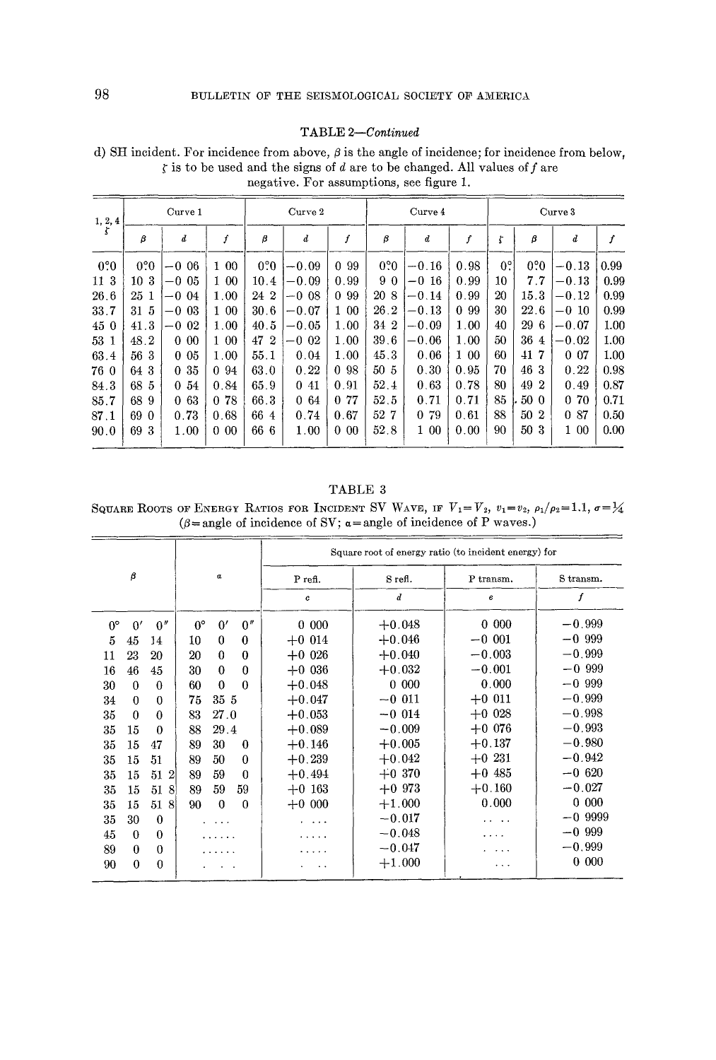TABLE 2—*Continued*

d) SH incident. For incidence from above, $\beta$ is the angle of incidence; for incidence from below, $\zeta$ is to be used and the signs of $d$ are to be changed. All values of $f$ are negative. For assumptions, see figure 1.

| 1, 2, 4 | Curve 1 | | | Curve 2 | | | Curve 4 | | | Curve 3 | | | |
|---|---|---|---|---|---|---|---|---|---|---|---|---|---|
| $\zeta$ | $\beta$ | $d$ | $f$ | $\beta$ | $d$ | $f$ | $\beta$ | $d$ | $f$ | $\zeta$ | $\beta$ | $d$ | $f$ |
| 0°0 | 0°0 | −0 06 | 1 00 | 0°0 | −0.09 | 0 99 | 0°0 | −0.16 | 0.98 | 0° | 0°0 | −0.13 | 0.99 |
| 11 3 | 10 3 | −0 05 | 1 00 | 10.4 | −0.09 | 0.99 | 9 0 | −0 16 | 0.99 | 10 | 7.7 | −0.13 | 0.99 |
| 26.6 | 25 1 | −0 04 | 1.00 | 24 2 | −0 08 | 0 99 | 20 8 | −0.14 | 0.99 | 20 | 15.3 | −0.12 | 0.99 |
| 33.7 | 31 5 | −0 03 | 1 00 | 30.6 | −0.07 | 1 00 | 26.2 | −0.13 | 0 99 | 30 | 22.6 | −0 10 | 0.99 |
| 45 0 | 41.3 | −0 02 | 1.00 | 40.5 | −0.05 | 1.00 | 34 2 | −0.09 | 1.00 | 40 | 29 6 | −0.07 | 1.00 |
| 53 1 | 48.2 | 0 00 | 1 00 | 47 2 | −0 02 | 1.00 | 39.6 | −0.06 | 1.00 | 50 | 36 4 | −0.02 | 1.00 |
| 63.4 | 56 3 | 0 05 | 1.00 | 55.1 | 0.04 | 1.00 | 45.3 | 0.06 | 1 00 | 60 | 41 7 | 0 07 | 1.00 |
| 76 0 | 64 3 | 0 35 | 0 94 | 63.0 | 0.22 | 0 98 | 50 5 | 0.30 | 0.95 | 70 | 46 3 | 0.22 | 0.98 |
| 84.3 | 68 5 | 0 54 | 0.84 | 65.9 | 0 41 | 0.91 | 52.4 | 0.63 | 0.78 | 80 | 49 2 | 0.49 | 0.87 |
| 85.7 | 68 9 | 0 63 | 0 78 | 66.3 | 0 64 | 0 77 | 52.5 | 0.71 | 0.71 | 85 | 50 0 | 0 70 | 0.71 |
| 87.1 | 69 0 | 0.73 | 0.68 | 66 4 | 0.74 | 0.67 | 52 7 | 0 79 | 0.61 | 88 | 50 2 | 0 87 | 0.50 |
| 90.0 | 69 3 | 1.00 | 0 00 | 66 6 | 1.00 | 0 00 | 52.8 | 1 00 | 0.00 | 90 | 50 3 | 1 00 | 0.00 |

TABLE 3

SQUARE ROOTS OF ENERGY RATIOS FOR INCIDENT SV WAVE, IF $V_1 = V_2$, $v_1 = v_2$, $\rho_1/\rho_2 = 1.1$, $\sigma = \frac{1}{4}$
($\beta$ = angle of incidence of SV; $\alpha$ = angle of incidence of P waves.)

| $\beta$ | $\alpha$ | Square root of energy ratio (to incident energy) for | | | |
|---|---|---|---|---|---|
| | | P refl. | S refl. | P transm. | S transm. |
| | | $c$ | $d$ | $e$ | $f$ |
| 0° 0′ 0″ | 0° 0′ 0″ | 0 000 | +0.048 | 0 000 | −0.999 |
| 5 45 14 | 10 0 0 | +0 014 | +0.046 | −0 001 | −0 999 |
| 11 23 20 | 20 0 0 | +0 026 | +0.040 | −0.003 | −0.999 |
| 16 46 45 | 30 0 0 | +0 036 | +0.032 | −0.001 | −0 999 |
| 30 0 0 | 60 0 0 | +0.048 | 0 000 | 0.000 | −0 999 |
| 34 0 0 | 75 35 5 | +0.047 | −0 011 | +0 011 | −0.999 |
| 35 0 0 | 83 27.0 | +0.053 | −0 014 | +0 028 | −0.998 |
| 35 15 0 | 88 29.4 | +0.089 | −0.009 | +0 076 | −0.993 |
| 35 15 47 | 89 30 0 | +0.146 | +0.005 | +0.137 | −0.980 |
| 35 15 51 | 89 50 0 | +0.239 | +0.042 | +0 231 | −0.942 |
| 35 15 51 2 | 89 59 0 | +0.494 | +0 370 | +0 485 | −0 620 |
| 35 15 51 8 | 89 59 59 | +0 163 | +0 973 | +0.160 | −0.027 |
| 35 15 51 8 | 90 0 0 | +0 000 | +1.000 | 0.000 | 0 000 |
| 35 30 0 | .... | .... | −0.017 | .... | −0 9999 |
| 45 0 0 | ...... | ..... | −0.048 | .... | −0 999 |
| 89 0 0 | ...... | ..... | −0.047 | .... | −0.999 |
| 90 0 0 | ... | ... | +1.000 | ... | 0 000 |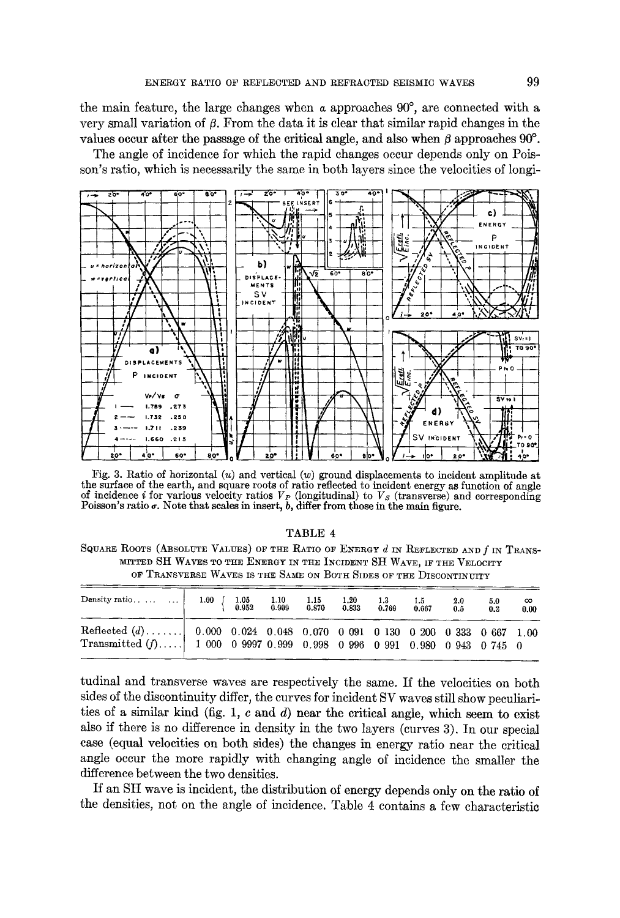the main feature, the large changes when $a$ approaches 90°, are connected with a very small variation of $\beta$. From the data it is clear that similar rapid changes in the values occur after the passage of the critical angle, and also when $\beta$ approaches 90°.

The angle of incidence for which the rapid changes occur depends only on Poisson's ratio, which is necessarily the same in both layers since the velocities of longitudinal and transverse waves are respectively the same. If the velocities on both sides of the discontinuity differ, the curves for incident SV waves still show peculiarities of a similar kind (fig. 1, $c$ and $d$) near the critical angle, which seem to exist also if there is no difference in density in the two layers (curves 3). In our special case (equal velocities on both sides) the changes in energy ratio near the critical angle occur the more rapidly with changing angle of incidence the smaller the difference between the two densities.

Fig. 3. Ratio of horizontal ($u$) and vertical ($w$) ground displacements to incident amplitude at the surface of the earth, and square roots of ratio reflected to incident energy as function of angle of incidence $i$ for various velocity ratios $V_P$ (longitudinal) to $V_S$ (transverse) and corresponding Poisson's ratio $\sigma$. Note that scales in insert, $b$, differ from those in the main figure.

TABLE 4

SQUARE ROOTS (ABSOLUTE VALUES) OF THE RATIO OF ENERGY $d$ IN REFLECTED AND $f$ IN TRANSMITTED SH WAVES TO THE ENERGY IN THE INCIDENT SH WAVE, IF THE VELOCITY OF TRANSVERSE WAVES IS THE SAME ON BOTH SIDES OF THE DISCONTINUITY

| Density ratio . . . . . . | 1.00 | 1.05 / 0.952 | 1.10 / 0.909 | 1.15 / 0.870 | 1.20 / 0.833 | 1.3 / 0.769 | 1.5 / 0.667 | 2.0 / 0.5 | 5.0 / 0.2 | ∞ / 0.00 |
|---|---|---|---|---|---|---|---|---|---|---|
| Reflected ($d$) . . . . . . . | 0.000 | 0.024 | 0.048 | 0.070 | 0.091 | 0.130 | 0.200 | 0.333 | 0.667 | 1.00 |
| Transmitted ($f$) . . . . . | 1.000 | 0.9997 | 0.999 | 0.998 | 0.996 | 0.991 | 0.980 | 0.943 | 0.745 | 0 |

If an SH wave is incident, the distribution of energy depends only on the ratio of the densities, not on the angle of incidence. Table 4 contains a few characteristic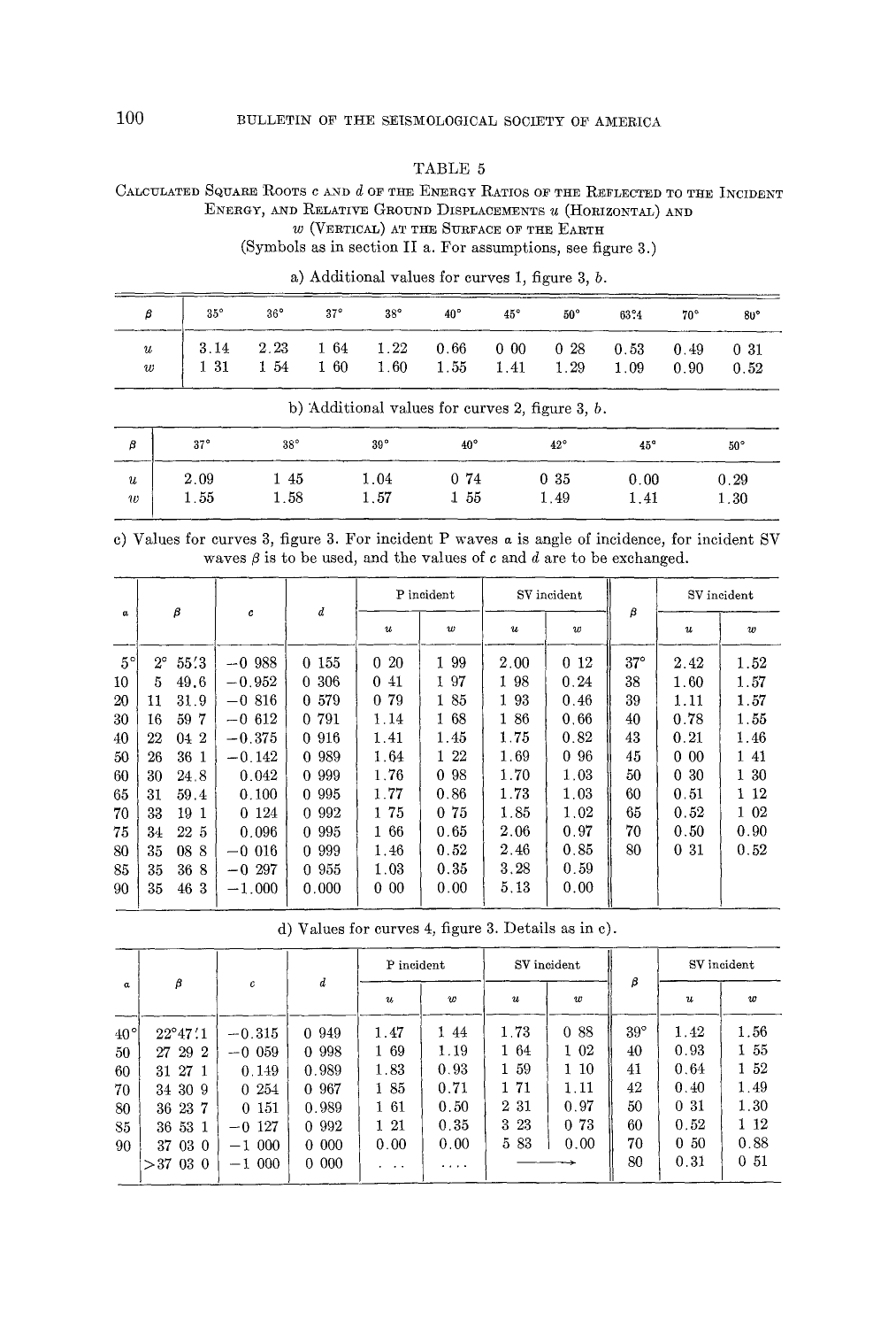## TABLE 5

CALCULATED SQUARE ROOTS $c$ AND $d$ OF THE ENERGY RATIOS OF THE REFLECTED TO THE INCIDENT ENERGY, AND RELATIVE GROUND DISPLACEMENTS $u$ (HORIZONTAL) AND $w$ (VERTICAL) AT THE SURFACE OF THE EARTH

(Symbols as in section II a. For assumptions, see figure 3.)

a) Additional values for curves 1, figure 3, *b*.

| $\beta$ | 35° | 36° | 37° | 38° | 40° | 45° | 50° | 63°4 | 70° | 80° |
|---|---|---|---|---|---|---|---|---|---|---|
| $u$ | 3.14 | 2.23 | 1 64 | 1.22 | 0.66 | 0 00 | 0 28 | 0.53 | 0.49 | 0 31 |
| $w$ | 1 31 | 1 54 | 1 60 | 1.60 | 1.55 | 1.41 | 1.29 | 1.09 | 0.90 | 0.52 |

b) Additional values for curves 2, figure 3, *b*.

| $\beta$ | 37° | 38° | 39° | 40° | 42° | 45° | 50° |
|---|---|---|---|---|---|---|---|
| $u$ | 2.09 | 1 45 | 1.04 | 0 74 | 0 35 | 0.00 | 0.29 |
| $w$ | 1.55 | 1.58 | 1.57 | 1 55 | 1.49 | 1.41 | 1.30 |

c) Values for curves 3, figure 3. For incident P waves $\alpha$ is angle of incidence, for incident SV waves $\beta$ is to be used, and the values of $c$ and $d$ are to be exchanged.

| $\alpha$ | $\beta$ | $c$ | $d$ | P incident | | SV incident | | $\beta$ | SV incident | |
|---|---|---|---|---|---|---|---|---|---|---|
| | | | | $u$ | $w$ | $u$ | $w$ | | $u$ | $w$ |
| 5° | 2° 55′3 | −0 988 | 0 155 | 0 20 | 1 99 | 2.00 | 0 12 | 37° | 2.42 | 1.52 |
| 10 | 5 49.6 | −0.952 | 0 306 | 0 41 | 1 97 | 1 98 | 0.24 | 38 | 1.60 | 1.57 |
| 20 | 11 31.9 | −0 816 | 0 579 | 0 79 | 1 85 | 1 93 | 0.46 | 39 | 1.11 | 1.57 |
| 30 | 16 59 7 | −0 612 | 0 791 | 1.14 | 1 68 | 1 86 | 0.66 | 40 | 0.78 | 1.55 |
| 40 | 22 04 2 | −0.375 | 0 916 | 1.41 | 1.45 | 1.75 | 0.82 | 43 | 0.21 | 1.46 |
| 50 | 26 36 1 | −0.142 | 0 989 | 1.64 | 1 22 | 1.69 | 0 96 | 45 | 0 00 | 1 41 |
| 60 | 30 24.8 | 0.042 | 0 999 | 1.76 | 0 98 | 1.70 | 1.03 | 50 | 0 30 | 1 30 |
| 65 | 31 59.4 | 0.100 | 0 995 | 1.77 | 0.86 | 1.73 | 1.03 | 60 | 0.51 | 1 12 |
| 70 | 33 19 1 | 0 124 | 0 992 | 1 75 | 0 75 | 1.85 | 1.02 | 65 | 0.52 | 1 02 |
| 75 | 34 22 5 | 0.096 | 0 995 | 1 66 | 0.65 | 2.06 | 0.97 | 70 | 0.50 | 0.90 |
| 80 | 35 08 8 | −0 016 | 0 999 | 1.46 | 0.52 | 2.46 | 0.85 | 80 | 0 31 | 0.52 |
| 85 | 35 36 8 | −0 297 | 0 955 | 1.03 | 0.35 | 3.28 | 0.59 | | | |
| 90 | 35 46 3 | −1.000 | 0.000 | 0 00 | 0.00 | 5.13 | 0.00 | | | |

d) Values for curves 4, figure 3. Details as in c).

| $\alpha$ | $\beta$ | $c$ | $d$ | P incident | | SV incident | | $\beta$ | SV incident | |
|---|---|---|---|---|---|---|---|---|---|---|
| | | | | $u$ | $w$ | $u$ | $w$ | | $u$ | $w$ |
| 40° | 22°47′1 | −0.315 | 0 949 | 1.47 | 1 44 | 1.73 | 0 88 | 39° | 1.42 | 1.56 |
| 50 | 27 29 2 | −0 059 | 0 998 | 1 69 | 1.19 | 1 64 | 1 02 | 40 | 0.93 | 1 55 |
| 60 | 31 27 1 | 0.149 | 0.989 | 1.83 | 0.93 | 1 59 | 1 10 | 41 | 0.64 | 1 52 |
| 70 | 34 30 9 | 0 254 | 0 967 | 1 85 | 0.71 | 1 71 | 1.11 | 42 | 0.40 | 1.49 |
| 80 | 36 23 7 | 0 151 | 0.989 | 1 61 | 0.50 | 2 31 | 0.97 | 50 | 0 31 | 1.30 |
| 85 | 36 53 1 | −0 127 | 0 992 | 1 21 | 0.35 | 3 23 | 0 73 | 60 | 0.52 | 1 12 |
| 90 | 37 03 0 | −1 000 | 0 000 | 0.00 | 0.00 | 5 83 | 0.00 | 70 | 0 50 | 0.88 |
| | >37 03 0 | −1 000 | 0 000 | ... | .... | ——→ | | 80 | 0.31 | 0 51 |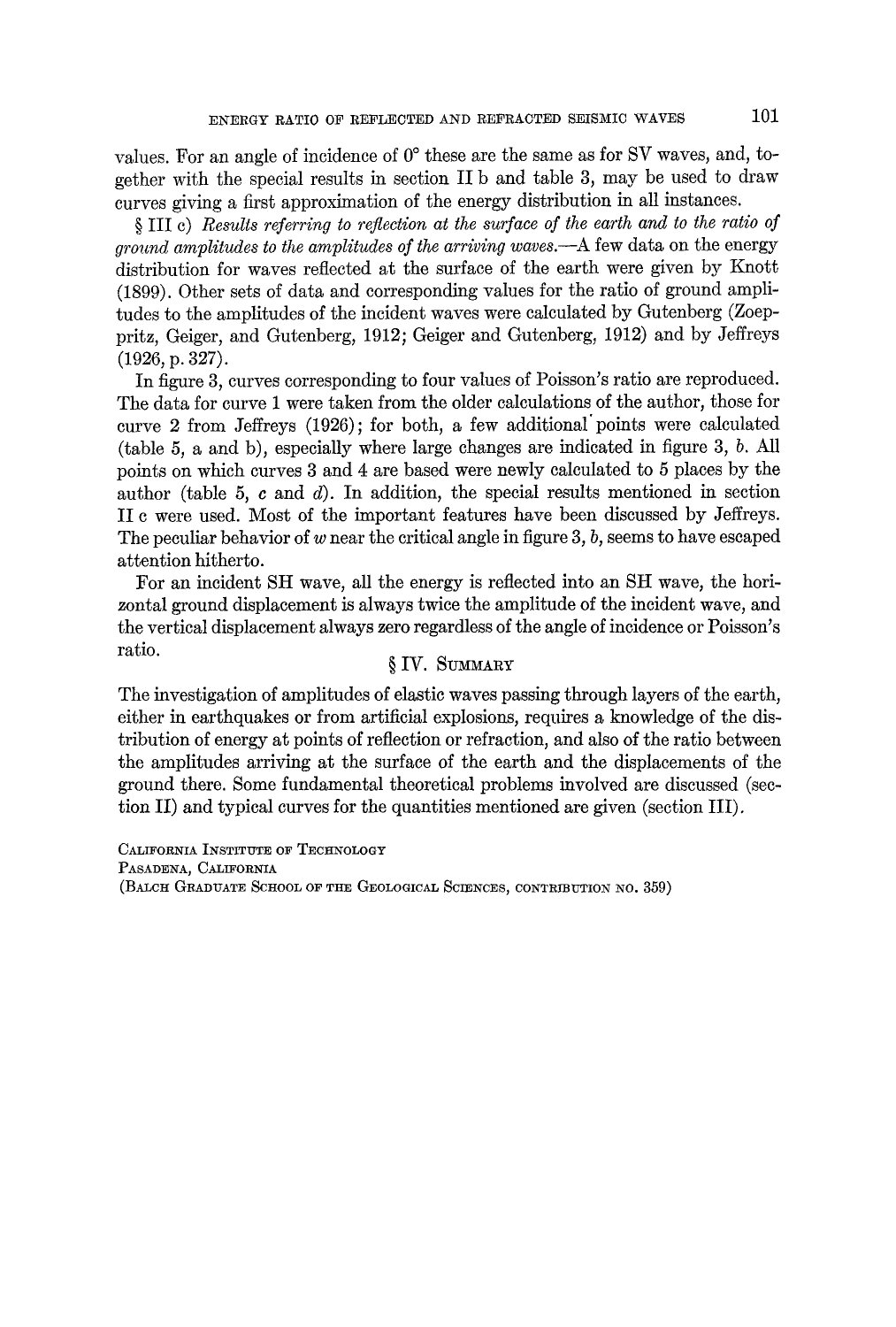values. For an angle of incidence of 0° these are the same as for SV waves, and, together with the special results in section II b and table 3, may be used to draw curves giving a first approximation of the energy distribution in all instances.

§ III c) *Results referring to reflection at the surface of the earth and to the ratio of ground amplitudes to the amplitudes of the arriving waves.*—A few data on the energy distribution for waves reflected at the surface of the earth were given by Knott (1899). Other sets of data and corresponding values for the ratio of ground amplitudes to the amplitudes of the incident waves were calculated by Gutenberg (Zoeppritz, Geiger, and Gutenberg, 1912; Geiger and Gutenberg, 1912) and by Jeffreys (1926, p. 327).

In figure 3, curves corresponding to four values of Poisson's ratio are reproduced. The data for curve 1 were taken from the older calculations of the author, those for curve 2 from Jeffreys (1926); for both, a few additional points were calculated (table 5, a and b), especially where large changes are indicated in figure 3, *b*. All points on which curves 3 and 4 are based were newly calculated to 5 places by the author (table 5, *c* and *d*). In addition, the special results mentioned in section II c were used. Most of the important features have been discussed by Jeffreys. The peculiar behavior of *w* near the critical angle in figure 3, *b*, seems to have escaped attention hitherto.

For an incident SH wave, all the energy is reflected into an SH wave, the horizontal ground displacement is always twice the amplitude of the incident wave, and the vertical displacement always zero regardless of the angle of incidence or Poisson's ratio.

## § IV. Summary

The investigation of amplitudes of elastic waves passing through layers of the earth, either in earthquakes or from artificial explosions, requires a knowledge of the distribution of energy at points of reflection or refraction, and also of the ratio between the amplitudes arriving at the surface of the earth and the displacements of the ground there. Some fundamental theoretical problems involved are discussed (section II) and typical curves for the quantities mentioned are given (section III).

California Institute of Technology
Pasadena, California
(Balch Graduate School of the Geological Sciences, contribution no. 359)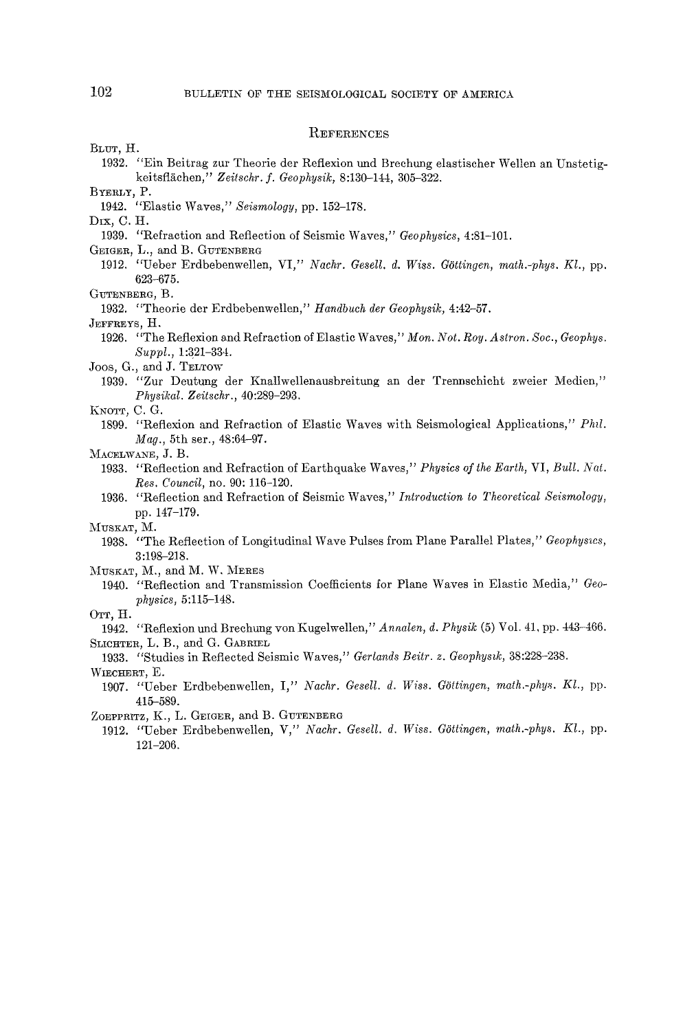## References

BLUT, H.

1932. "Ein Beitrag zur Theorie der Reflexion und Brechung elastischer Wellen an Unstetigkeitsflächen," *Zeitschr. f. Geophysik*, 8:130–144, 305–322.

BYERLY, P.

1942. "Elastic Waves," *Seismology*, pp. 152–178.

DIX, C. H.

1939. "Refraction and Reflection of Seismic Waves," *Geophysics*, 4:81–101.

GEIGER, L., and B. GUTENBERG

1912. "Ueber Erdbebenwellen, VI," *Nachr. Gesell. d. Wiss. Göttingen, math.-phys. Kl.*, pp. 623–675.

GUTENBERG, B.

1932. "Theorie der Erdbebenwellen," *Handbuch der Geophysik*, 4:42–57.

JEFFREYS, H.

1926. "The Reflexion and Refraction of Elastic Waves," *Mon. Not. Roy. Astron. Soc., Geophys. Suppl.*, 1:321–334.

JOOS, G., and J. TELTOW

1939. "Zur Deutung der Knallwellenausbreitung an der Trennschicht zweier Medien," *Physikal. Zeitschr.*, 40:289–293.

KNOTT, C. G.

1899. "Reflexion and Refraction of Elastic Waves with Seismological Applications," *Phil. Mag.*, 5th ser., 48:64–97.

MACELWANE, J. B.

1933. "Reflection and Refraction of Earthquake Waves," *Physics of the Earth*, VI, *Bull. Nat. Res. Council*, no. 90: 116–120.

1936. "Reflection and Refraction of Seismic Waves," *Introduction to Theoretical Seismology*, pp. 147–179.

MUSKAT, M.

1938. "The Reflection of Longitudinal Wave Pulses from Plane Parallel Plates," *Geophysics*, 3:198–218.

MUSKAT, M., and M. W. MERES

1940. "Reflection and Transmission Coefficients for Plane Waves in Elastic Media," *Geophysics*, 5:115–148.

OTT, H.

1942. "Reflexion und Brechung von Kugelwellen," *Annalen, d. Physik* (5) Vol. 41, pp. 443–466.

SLICHTER, L. B., and G. GABRIEL

1933. "Studies in Reflected Seismic Waves," *Gerlands Beitr. z. Geophysik*, 38:228–238.

WIECHERT, E.

1907. "Ueber Erdbebenwellen, I," *Nachr. Gesell. d. Wiss. Göttingen, math.-phys. Kl.*, pp. 415–589.

ZOEPPRITZ, K., L. GEIGER, and B. GUTENBERG

1912. "Ueber Erdbebenwellen, V," *Nachr. Gesell. d. Wiss. Göttingen, math.-phys. Kl.*, pp. 121–206.